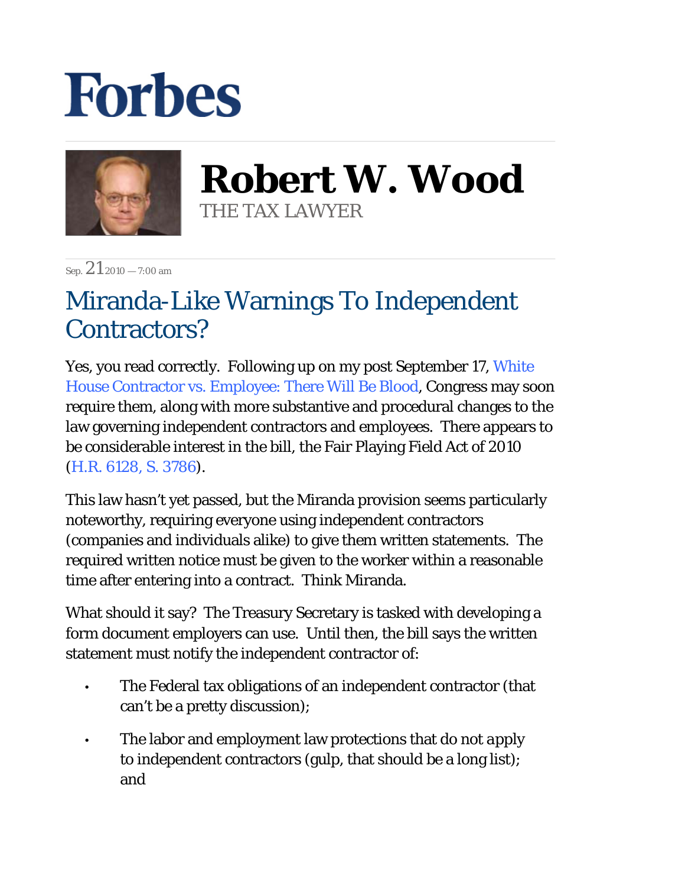# Forbes

**Robert W. Wood**
THE TAX LAWYER

Sep. 21 2010 — 7:00 am

## Miranda-Like Warnings To Independent Contractors?

Yes, you read correctly. Following up on my post September 17, White House Contractor vs. Employee: There Will Be Blood, Congress may soon require them, along with more substantive and procedural changes to the law governing independent contractors and employees. There appears to be considerable interest in the bill, the Fair Playing Field Act of 2010 (H.R. 6128, S. 3786).

This law hasn't yet passed, but the Miranda provision seems particularly noteworthy, requiring everyone using independent contractors (companies and individuals alike) to give them written statements. The required written notice must be given to the worker within a reasonable time after entering into a contract. Think Miranda.

What should it say? The Treasury Secretary is tasked with developing a form document employers can use. Until then, the bill says the written statement must notify the independent contractor of:

- The Federal tax obligations of an independent contractor (that can't be a pretty discussion);
- The labor and employment law protections that do not apply to independent contractors (gulp, that should be a long list); and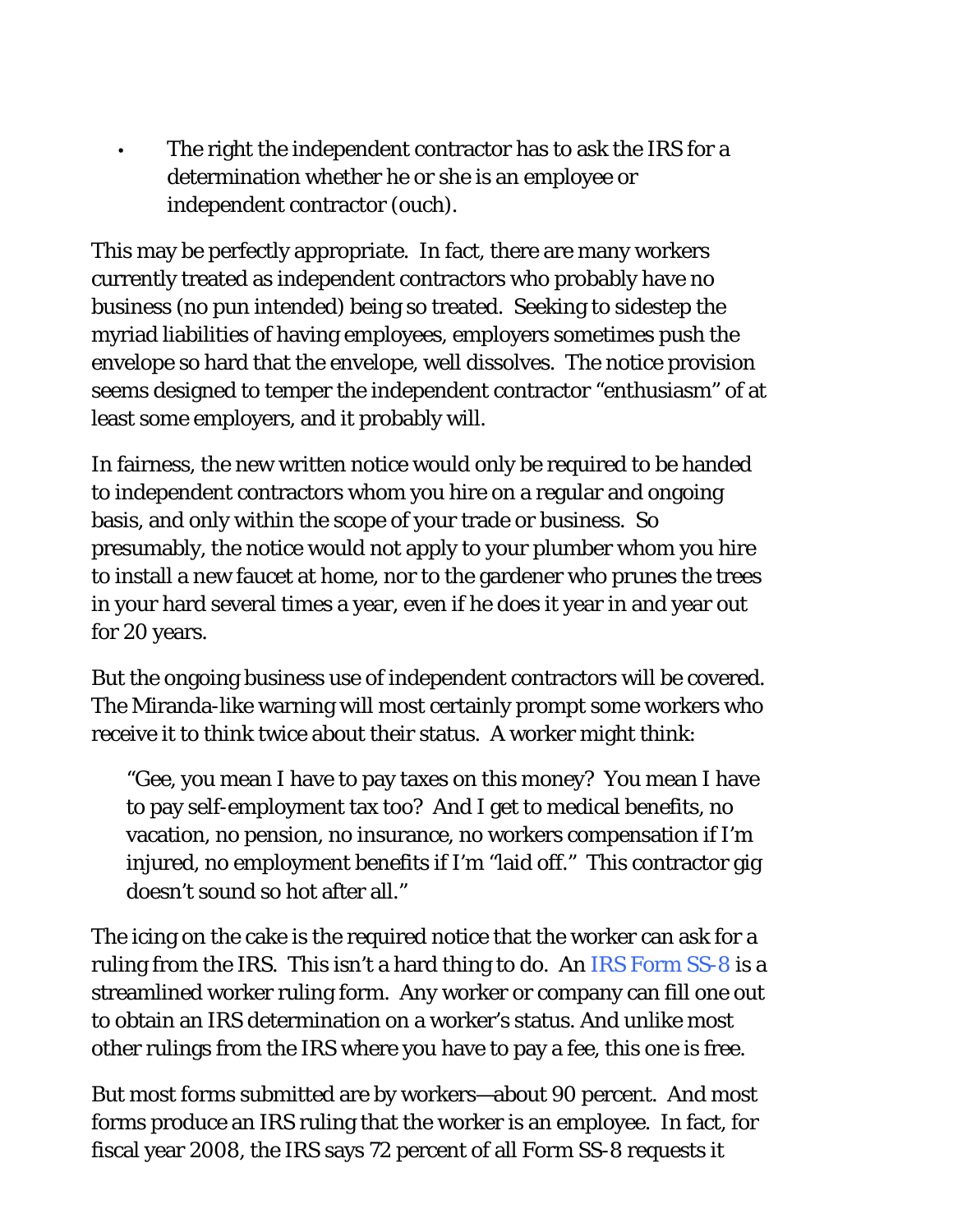- The right the independent contractor has to ask the IRS for a determination whether he or she is an employee or independent contractor (ouch).

This may be perfectly appropriate. In fact, there are many workers currently treated as independent contractors who probably have no business (no pun intended) being so treated. Seeking to sidestep the myriad liabilities of having employees, employers sometimes push the envelope so hard that the envelope, well dissolves. The notice provision seems designed to temper the independent contractor "enthusiasm" of at least some employers, and it probably will.

In fairness, the new written notice would only be required to be handed to independent contractors whom you hire on a regular and ongoing basis, and only within the scope of your trade or business. So presumably, the notice would not apply to your plumber whom you hire to install a new faucet at home, nor to the gardener who prunes the trees in your hard several times a year, even if he does it year in and year out for 20 years.

But the ongoing business use of independent contractors will be covered. The Miranda-like warning will most certainly prompt some workers who receive it to think twice about their status. A worker might think:

> "Gee, you mean I have to pay taxes on this money? You mean I have to pay self-employment tax too? And I get to medical benefits, no vacation, no pension, no insurance, no workers compensation if I'm injured, no employment benefits if I'm "laid off." This contractor gig doesn't sound so hot after all."

The icing on the cake is the required notice that the worker can ask for a ruling from the IRS. This isn't a hard thing to do. An IRS Form SS-8 is a streamlined worker ruling form. Any worker or company can fill one out to obtain an IRS determination on a worker's status. And unlike most other rulings from the IRS where you have to pay a fee, this one is free.

But most forms submitted are by workers—about 90 percent. And most forms produce an IRS ruling that the worker is an employee. In fact, for fiscal year 2008, the IRS says 72 percent of all Form SS-8 requests it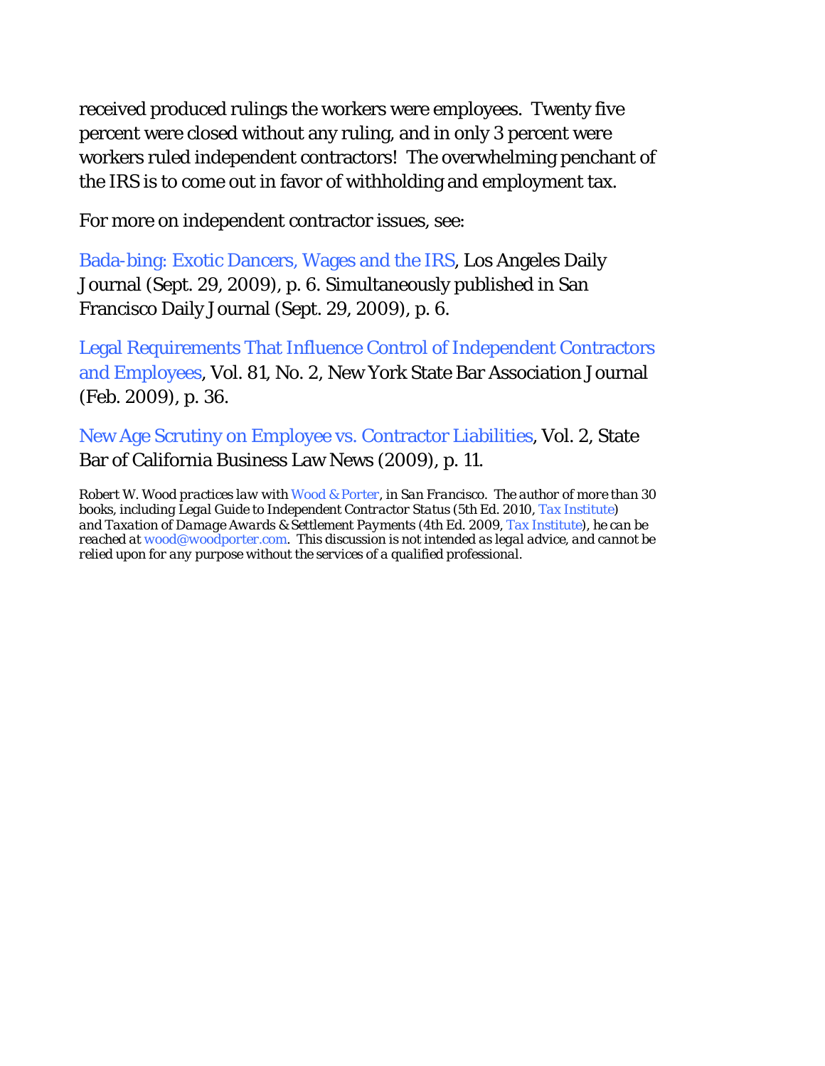received produced rulings the workers were employees. Twenty five percent were closed without any ruling, and in only 3 percent were workers ruled independent contractors! The overwhelming penchant of the IRS is to come out in favor of withholding and employment tax.

For more on independent contractor issues, see:

Bada-bing: Exotic Dancers, Wages and the IRS, Los Angeles Daily Journal (Sept. 29, 2009), p. 6. Simultaneously published in San Francisco Daily Journal (Sept. 29, 2009), p. 6.

Legal Requirements That Influence Control of Independent Contractors and Employees, Vol. 81, No. 2, New York State Bar Association Journal (Feb. 2009), p. 36.

New Age Scrutiny on Employee vs. Contractor Liabilities, Vol. 2, State Bar of California Business Law News (2009), p. 11.

*Robert W. Wood practices law with Wood & Porter, in San Francisco. The author of more than 30 books, including Legal Guide to Independent Contractor Status (5th Ed. 2010, Tax Institute) and Taxation of Damage Awards & Settlement Payments (4th Ed. 2009, Tax Institute), he can be reached at wood@woodporter.com. This discussion is not intended as legal advice, and cannot be relied upon for any purpose without the services of a qualified professional.*